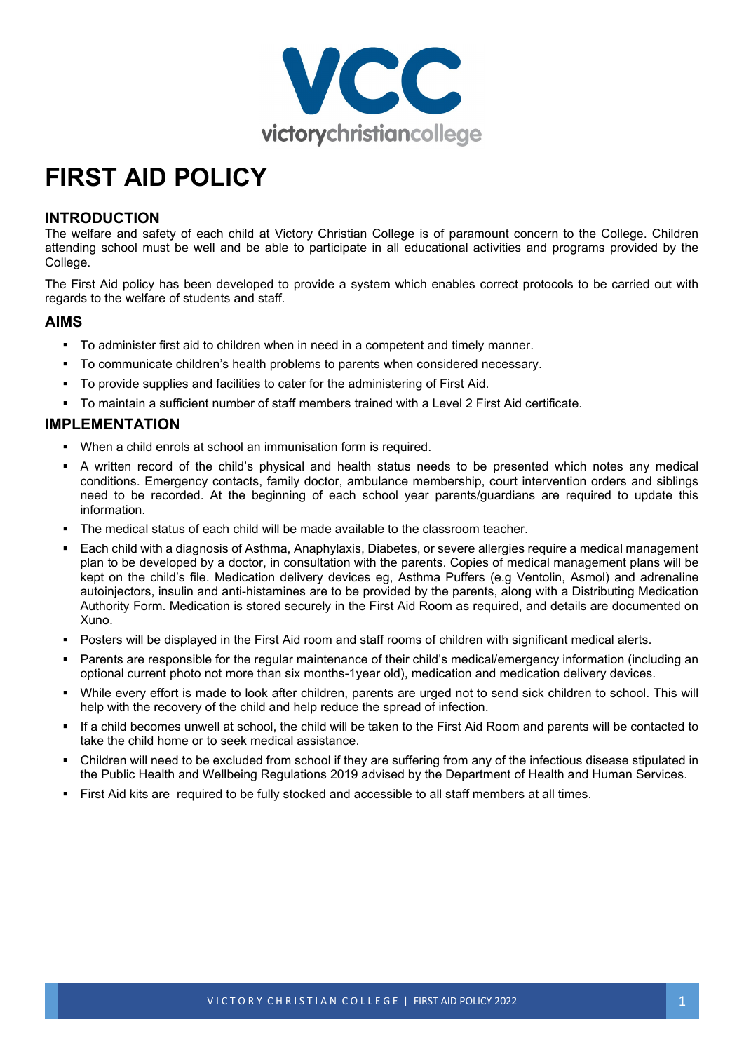# FIRST AID POLICY

## INTRODUCTION

The welfare and safety of each child at Victory Christian College is of paramount concern to the College. Children attending school must be well and be able to participate in all educational activities and programs provided by the College.

The First Aid policy has been developed to provide a system which enables correct protocols to be carried out with regards to the welfare of students and staff.

## AIMS

- To administer first aid to children when in need in a competent and timely manner.
- To communicate children's health problems to parents when considered necessary.
- To provide supplies and facilities to cater for the administering of First Aid.
- To maintain a sufficient number of staff members trained with a Level 2 First Aid certificate.

## IMPLEMENTATION

- When a child enrols at school an immunisation form is required.
- A written record of the child's physical and health status needs to be presented which notes any medical conditions. Emergency contacts, family doctor, ambulance membership, court intervention orders and siblings need to be recorded. At the beginning of each school year parents/guardians are required to update this information.
- The medical status of each child will be made available to the classroom teacher.
- Each child with a diagnosis of Asthma, Anaphylaxis, Diabetes, or severe allergies require a medical management plan to be developed by a doctor, in consultation with the parents. Copies of medical management plans will be kept on the child's file. Medication delivery devices eg, Asthma Puffers (e.g Ventolin, Asmol) and adrenaline autoinjectors, insulin and anti-histamines are to be provided by the parents, along with a Distributing Medication Authority Form. Medication is stored securely in the First Aid Room as required, and details are documented on Xuno.
- Posters will be displayed in the First Aid room and staff rooms of children with significant medical alerts.
- Parents are responsible for the regular maintenance of their child's medical/emergency information (including an optional current photo not more than six months-1year old), medication and medication delivery devices.
- While every effort is made to look after children, parents are urged not to send sick children to school. This will help with the recovery of the child and help reduce the spread of infection.
- If a child becomes unwell at school, the child will be taken to the First Aid Room and parents will be contacted to take the child home or to seek medical assistance.
- Children will need to be excluded from school if they are suffering from any of the infectious disease stipulated in the Public Health and Wellbeing Regulations 2019 advised by the Department of Health and Human Services.
- First Aid kits are required to be fully stocked and accessible to all staff members at all times.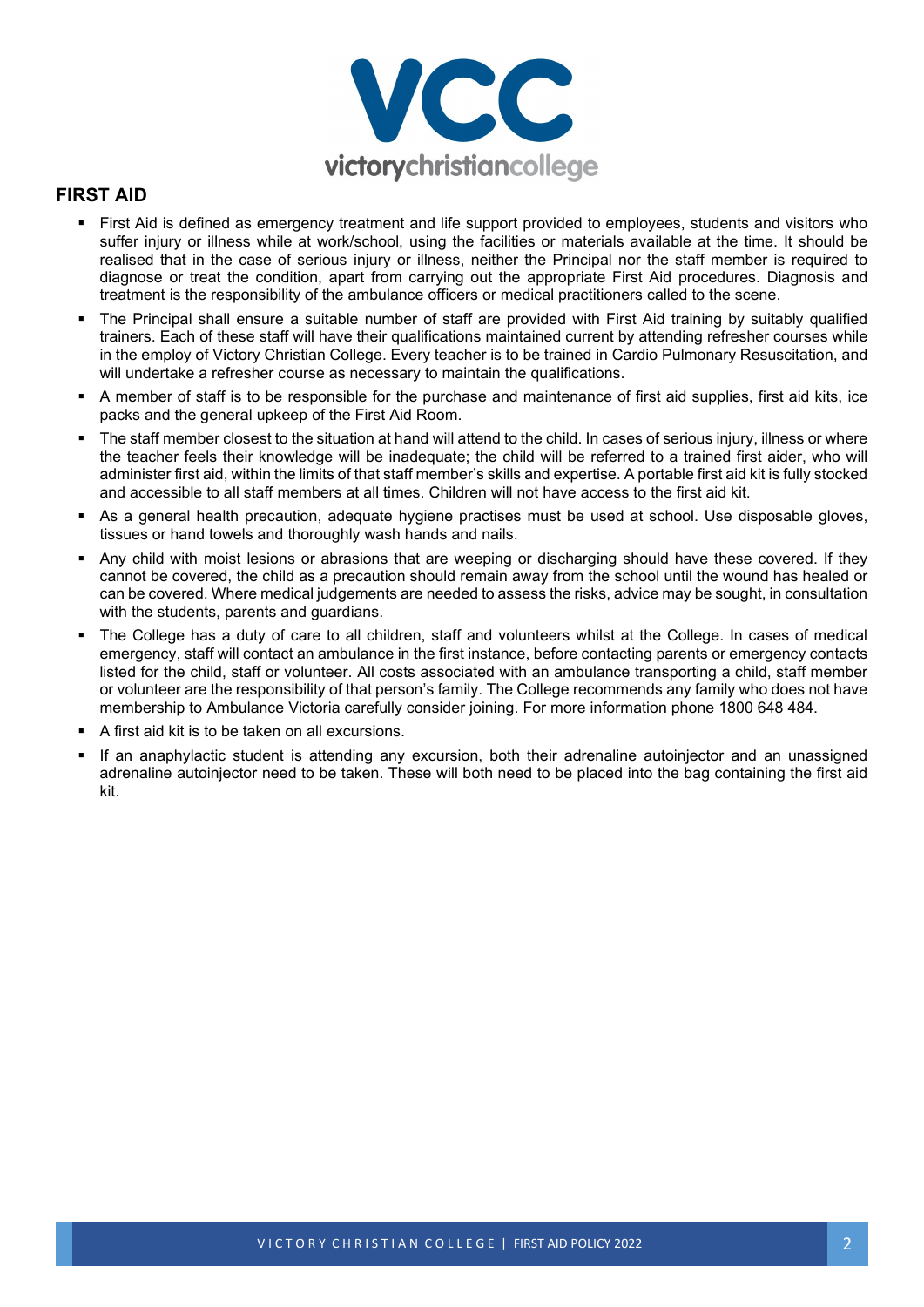## FIRST AID

- First Aid is defined as emergency treatment and life support provided to employees, students and visitors who suffer injury or illness while at work/school, using the facilities or materials available at the time. It should be realised that in the case of serious injury or illness, neither the Principal nor the staff member is required to diagnose or treat the condition, apart from carrying out the appropriate First Aid procedures. Diagnosis and treatment is the responsibility of the ambulance officers or medical practitioners called to the scene.
- The Principal shall ensure a suitable number of staff are provided with First Aid training by suitably qualified trainers. Each of these staff will have their qualifications maintained current by attending refresher courses while in the employ of Victory Christian College. Every teacher is to be trained in Cardio Pulmonary Resuscitation, and will undertake a refresher course as necessary to maintain the qualifications.
- A member of staff is to be responsible for the purchase and maintenance of first aid supplies, first aid kits, ice packs and the general upkeep of the First Aid Room.
- The staff member closest to the situation at hand will attend to the child. In cases of serious injury, illness or where the teacher feels their knowledge will be inadequate; the child will be referred to a trained first aider, who will administer first aid, within the limits of that staff member's skills and expertise. A portable first aid kit is fully stocked and accessible to all staff members at all times. Children will not have access to the first aid kit.
- As a general health precaution, adequate hygiene practises must be used at school. Use disposable gloves, tissues or hand towels and thoroughly wash hands and nails.
- Any child with moist lesions or abrasions that are weeping or discharging should have these covered. If they cannot be covered, the child as a precaution should remain away from the school until the wound has healed or can be covered. Where medical judgements are needed to assess the risks, advice may be sought, in consultation with the students, parents and guardians.
- The College has a duty of care to all children, staff and volunteers whilst at the College. In cases of medical emergency, staff will contact an ambulance in the first instance, before contacting parents or emergency contacts listed for the child, staff or volunteer. All costs associated with an ambulance transporting a child, staff member or volunteer are the responsibility of that person's family. The College recommends any family who does not have membership to Ambulance Victoria carefully consider joining. For more information phone 1800 648 484.
- A first aid kit is to be taken on all excursions.
- If an anaphylactic student is attending any excursion, both their adrenaline autoinjector and an unassigned adrenaline autoinjector need to be taken. These will both need to be placed into the bag containing the first aid kit.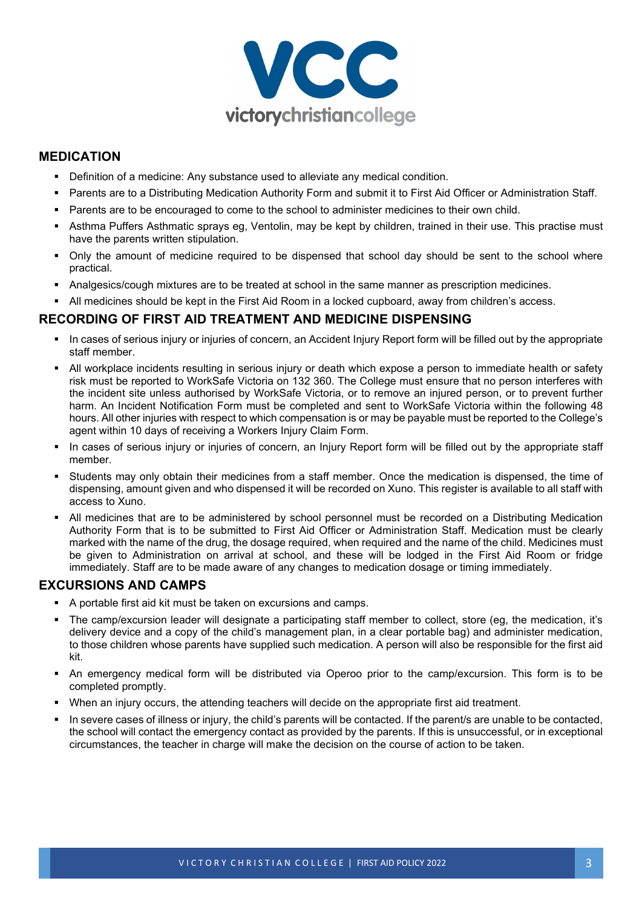## MEDICATION

- Definition of a medicine: Any substance used to alleviate any medical condition.
- Parents are to a Distributing Medication Authority Form and submit it to First Aid Officer or Administration Staff.
- Parents are to be encouraged to come to the school to administer medicines to their own child.
- Asthma Puffers Asthmatic sprays eg, Ventolin, may be kept by children, trained in their use. This practise must have the parents written stipulation.
- Only the amount of medicine required to be dispensed that school day should be sent to the school where practical.
- Analgesics/cough mixtures are to be treated at school in the same manner as prescription medicines.
- All medicines should be kept in the First Aid Room in a locked cupboard, away from children's access.

## RECORDING OF FIRST AID TREATMENT AND MEDICINE DISPENSING

- In cases of serious injury or injuries of concern, an Accident Injury Report form will be filled out by the appropriate staff member.
- All workplace incidents resulting in serious injury or death which expose a person to immediate health or safety risk must be reported to WorkSafe Victoria on 132 360. The College must ensure that no person interferes with the incident site unless authorised by WorkSafe Victoria, or to remove an injured person, or to prevent further harm. An Incident Notification Form must be completed and sent to WorkSafe Victoria within the following 48 hours. All other injuries with respect to which compensation is or may be payable must be reported to the College's agent within 10 days of receiving a Workers Injury Claim Form.
- In cases of serious injury or injuries of concern, an Injury Report form will be filled out by the appropriate staff member.
- Students may only obtain their medicines from a staff member. Once the medication is dispensed, the time of dispensing, amount given and who dispensed it will be recorded on Xuno. This register is available to all staff with access to Xuno.
- All medicines that are to be administered by school personnel must be recorded on a Distributing Medication Authority Form that is to be submitted to First Aid Officer or Administration Staff. Medication must be clearly marked with the name of the drug, the dosage required, when required and the name of the child. Medicines must be given to Administration on arrival at school, and these will be lodged in the First Aid Room or fridge immediately. Staff are to be made aware of any changes to medication dosage or timing immediately.

## EXCURSIONS AND CAMPS

- A portable first aid kit must be taken on excursions and camps.
- The camp/excursion leader will designate a participating staff member to collect, store (eg, the medication, it's delivery device and a copy of the child's management plan, in a clear portable bag) and administer medication, to those children whose parents have supplied such medication. A person will also be responsible for the first aid kit.
- An emergency medical form will be distributed via Operoo prior to the camp/excursion. This form is to be completed promptly.
- When an injury occurs, the attending teachers will decide on the appropriate first aid treatment.
- In severe cases of illness or injury, the child's parents will be contacted. If the parent/s are unable to be contacted, the school will contact the emergency contact as provided by the parents. If this is unsuccessful, or in exceptional circumstances, the teacher in charge will make the decision on the course of action to be taken.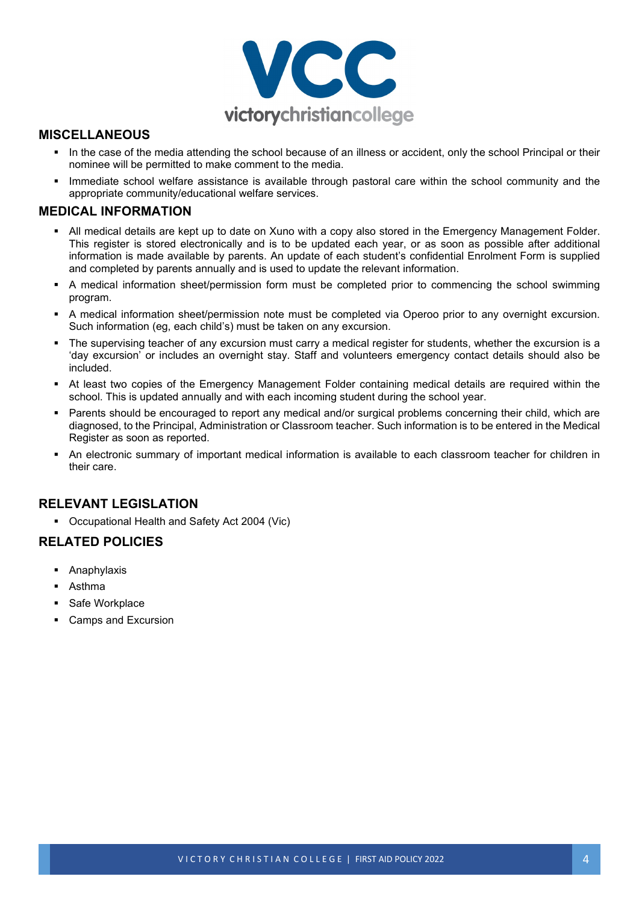## MISCELLANEOUS

- In the case of the media attending the school because of an illness or accident, only the school Principal or their nominee will be permitted to make comment to the media.
- Immediate school welfare assistance is available through pastoral care within the school community and the appropriate community/educational welfare services.

## MEDICAL INFORMATION

- All medical details are kept up to date on Xuno with a copy also stored in the Emergency Management Folder. This register is stored electronically and is to be updated each year, or as soon as possible after additional information is made available by parents. An update of each student's confidential Enrolment Form is supplied and completed by parents annually and is used to update the relevant information.
- A medical information sheet/permission form must be completed prior to commencing the school swimming program.
- A medical information sheet/permission note must be completed via Operoo prior to any overnight excursion. Such information (eg, each child's) must be taken on any excursion.
- The supervising teacher of any excursion must carry a medical register for students, whether the excursion is a 'day excursion' or includes an overnight stay. Staff and volunteers emergency contact details should also be included.
- At least two copies of the Emergency Management Folder containing medical details are required within the school. This is updated annually and with each incoming student during the school year.
- Parents should be encouraged to report any medical and/or surgical problems concerning their child, which are diagnosed, to the Principal, Administration or Classroom teacher. Such information is to be entered in the Medical Register as soon as reported.
- An electronic summary of important medical information is available to each classroom teacher for children in their care.

## RELEVANT LEGISLATION

- Occupational Health and Safety Act 2004 (Vic)

## RELATED POLICIES

- Anaphylaxis
- Asthma
- Safe Workplace
- Camps and Excursion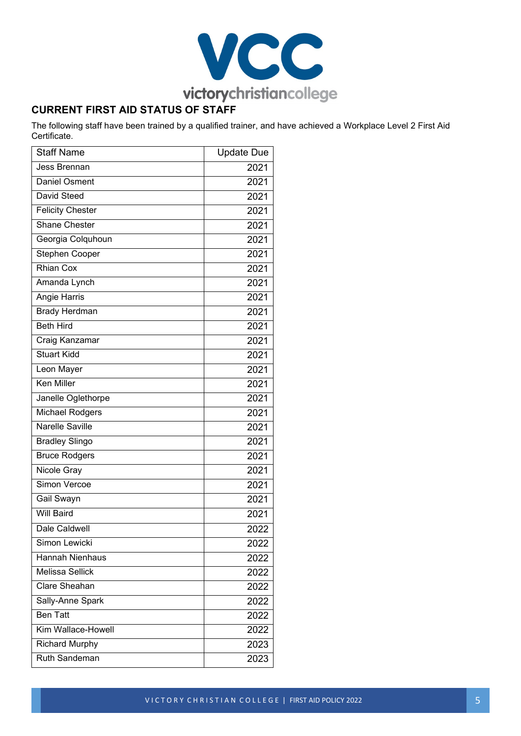## CURRENT FIRST AID STATUS OF STAFF

The following staff have been trained by a qualified trainer, and have achieved a Workplace Level 2 First Aid Certificate.

| Staff Name | Update Due |
|---|---|
| Jess Brennan | 2021 |
| Daniel Osment | 2021 |
| David Steed | 2021 |
| Felicity Chester | 2021 |
| Shane Chester | 2021 |
| Georgia Colquhoun | 2021 |
| Stephen Cooper | 2021 |
| Rhian Cox | 2021 |
| Amanda Lynch | 2021 |
| Angie Harris | 2021 |
| Brady Herdman | 2021 |
| Beth Hird | 2021 |
| Craig Kanzamar | 2021 |
| Stuart Kidd | 2021 |
| Leon Mayer | 2021 |
| Ken Miller | 2021 |
| Janelle Oglethorpe | 2021 |
| Michael Rodgers | 2021 |
| Narelle Saville | 2021 |
| Bradley Slingo | 2021 |
| Bruce Rodgers | 2021 |
| Nicole Gray | 2021 |
| Simon Vercoe | 2021 |
| Gail Swayn | 2021 |
| Will Baird | 2021 |
| Dale Caldwell | 2022 |
| Simon Lewicki | 2022 |
| Hannah Nienhaus | 2022 |
| Melissa Sellick | 2022 |
| Clare Sheahan | 2022 |
| Sally-Anne Spark | 2022 |
| Ben Tatt | 2022 |
| Kim Wallace-Howell | 2022 |
| Richard Murphy | 2023 |
| Ruth Sandeman | 2023 |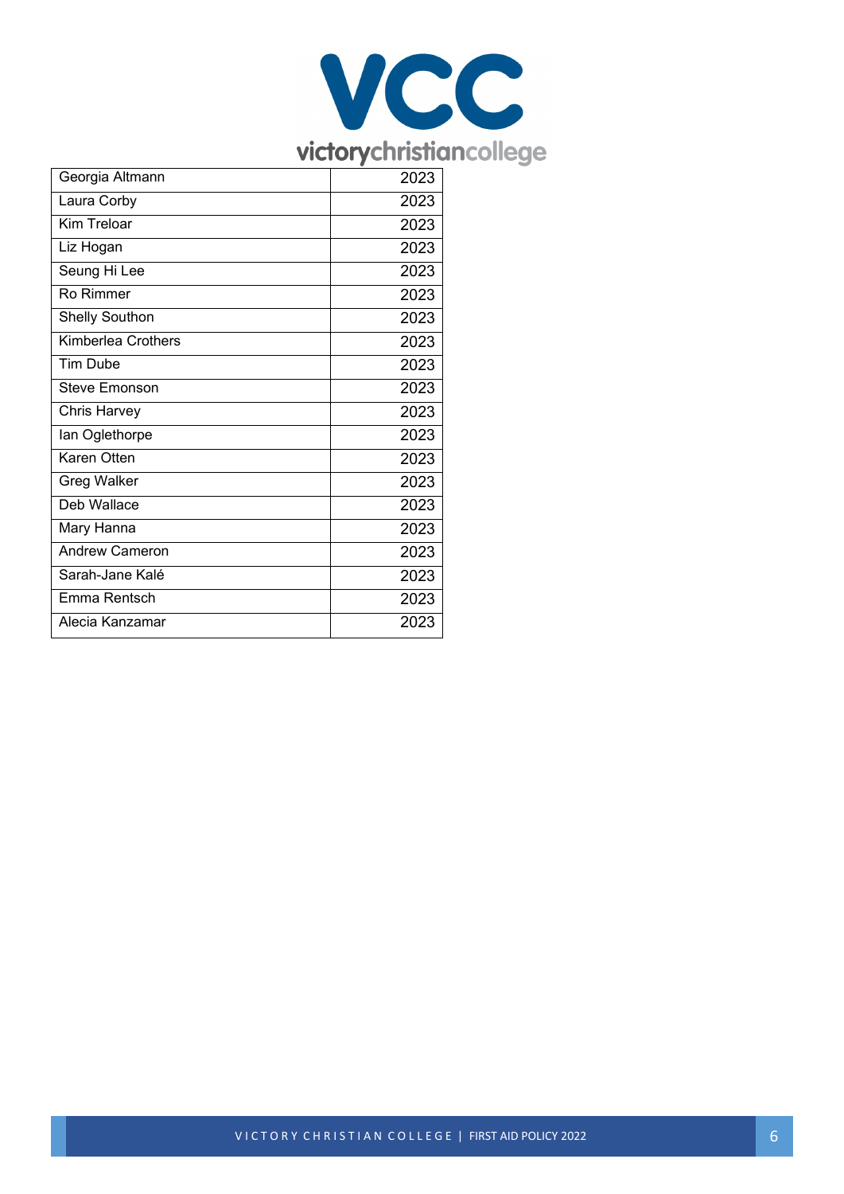| | |
|---|---|
| Georgia Altmann | 2023 |
| Laura Corby | 2023 |
| Kim Treloar | 2023 |
| Liz Hogan | 2023 |
| Seung Hi Lee | 2023 |
| Ro Rimmer | 2023 |
| Shelly Southon | 2023 |
| Kimberlea Crothers | 2023 |
| Tim Dube | 2023 |
| Steve Emonson | 2023 |
| Chris Harvey | 2023 |
| Ian Oglethorpe | 2023 |
| Karen Otten | 2023 |
| Greg Walker | 2023 |
| Deb Wallace | 2023 |
| Mary Hanna | 2023 |
| Andrew Cameron | 2023 |
| Sarah-Jane Kalé | 2023 |
| Emma Rentsch | 2023 |
| Alecia Kanzamar | 2023 |